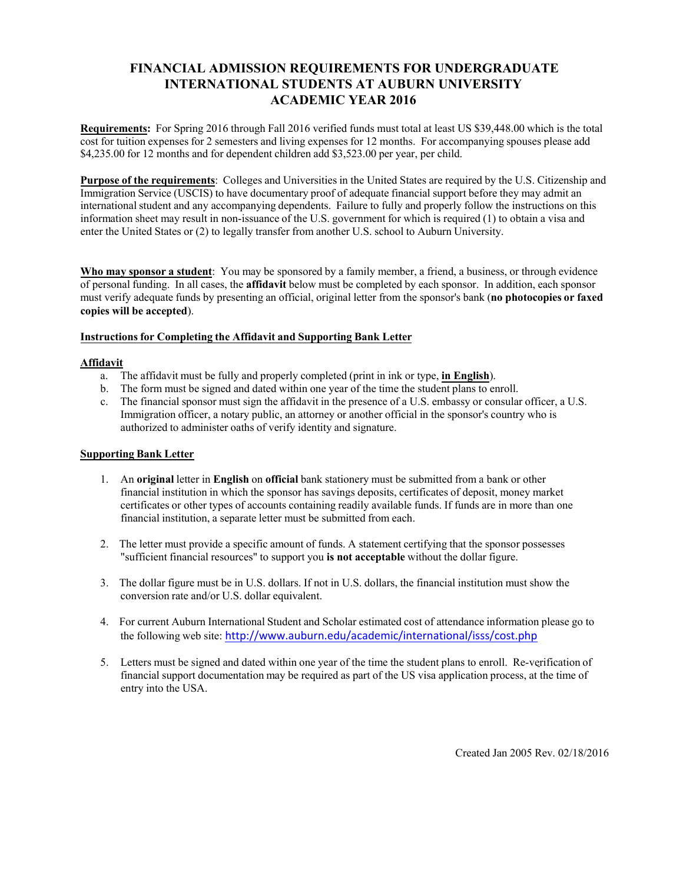# FINANCIAL ADMISSION REQUIREMENTS FOR UNDERGRADUATE INTERNATIONAL STUDENTS AT AUBURN UNIVERSITY ACADEMIC YEAR 2016

**Requirements:** For Spring 2016 through Fall 2016 verified funds must total at least US $39,448.00 which is the total cost for tuition expenses for 2 semesters and living expenses for 12 months. For accompanying spouses please add $4,235.00 for 12 months and for dependent children add $3,523.00 per year, per child.

**Purpose of the requirements**: Colleges and Universities in the United States are required by the U.S. Citizenship and Immigration Service (USCIS) to have documentary proof of adequate financial support before they may admit an international student and any accompanying dependents. Failure to fully and properly follow the instructions on this information sheet may result in non-issuance of the U.S. government for which is required (1) to obtain a visa and enter the United States or (2) to legally transfer from another U.S. school to Auburn University.

**Who may sponsor a student**: You may be sponsored by a family member, a friend, a business, or through evidence of personal funding. In all cases, the **affidavit** below must be completed by each sponsor. In addition, each sponsor must verify adequate funds by presenting an official, original letter from the sponsor's bank (**no photocopies or faxed copies will be accepted**).

## Instructions for Completing the Affidavit and Supporting Bank Letter

### Affidavit

a. The affidavit must be fully and properly completed (print in ink or type, **in English**).
b. The form must be signed and dated within one year of the time the student plans to enroll.
c. The financial sponsor must sign the affidavit in the presence of a U.S. embassy or consular officer, a U.S. Immigration officer, a notary public, an attorney or another official in the sponsor's country who is authorized to administer oaths of verify identity and signature.

### Supporting Bank Letter

1. An **original** letter in **English** on **official** bank stationery must be submitted from a bank or other financial institution in which the sponsor has savings deposits, certificates of deposit, money market certificates or other types of accounts containing readily available funds. If funds are in more than one financial institution, a separate letter must be submitted from each.

2. The letter must provide a specific amount of funds. A statement certifying that the sponsor possesses "sufficient financial resources" to support you **is not acceptable** without the dollar figure.

3. The dollar figure must be in U.S. dollars. If not in U.S. dollars, the financial institution must show the conversion rate and/or U.S. dollar equivalent.

4. For current Auburn International Student and Scholar estimated cost of attendance information please go to the following web site: http://www.auburn.edu/academic/international/isss/cost.php

5. Letters must be signed and dated within one year of the time the student plans to enroll. Re-verification of financial support documentation may be required as part of the US visa application process, at the time of entry into the USA.

Created Jan 2005 Rev. 02/18/2016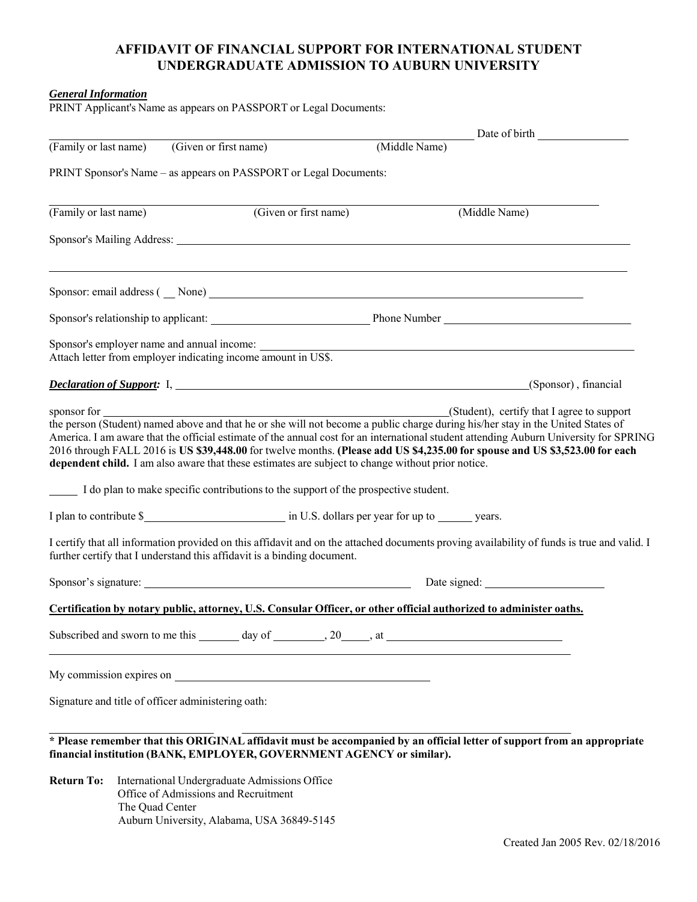# AFFIDAVIT OF FINANCIAL SUPPORT FOR INTERNATIONAL STUDENT UNDERGRADUATE ADMISSION TO AUBURN UNIVERSITY

***General Information***

PRINT Applicant's Name as appears on PASSPORT or Legal Documents:

\_\_\_\_\_\_\_\_\_\_\_\_\_\_\_\_\_\_\_\_\_\_\_\_\_\_\_\_\_\_\_\_\_\_\_\_\_\_\_\_\_\_\_\_\_\_\_\_\_\_\_\_ Date of birth \_\_\_\_\_\_\_\_\_\_\_\_\_\_\_\_

(Family or last name) (Given or first name) (Middle Name)

PRINT Sponsor's Name – as appears on PASSPORT or Legal Documents:

\_\_\_\_\_\_\_\_\_\_\_\_\_\_\_\_\_\_\_\_\_\_\_\_\_\_\_\_\_\_\_\_\_\_\_\_\_\_\_\_\_\_\_\_\_\_\_\_\_\_\_\_\_\_\_\_\_\_\_\_\_\_\_\_\_\_\_\_

(Family or last name) (Given or first name) (Middle Name)

Sponsor's Mailing Address: \_\_\_\_\_\_\_\_\_\_\_\_\_\_\_\_\_\_\_\_\_\_\_\_\_\_\_\_\_\_\_\_\_\_\_\_\_\_\_\_\_\_\_\_\_\_\_\_\_\_\_\_

\_\_\_\_\_\_\_\_\_\_\_\_\_\_\_\_\_\_\_\_\_\_\_\_\_\_\_\_\_\_\_\_\_\_\_\_\_\_\_\_\_\_\_\_\_\_\_\_\_\_\_\_\_\_\_\_\_\_\_\_\_\_\_\_\_\_\_\_

Sponsor: email address ( \_\_ None) \_\_\_\_\_\_\_\_\_\_\_\_\_\_\_\_\_\_\_\_\_\_\_\_\_\_\_\_\_\_\_\_\_\_\_\_\_\_\_\_\_\_\_\_

Sponsor's relationship to applicant: \_\_\_\_\_\_\_\_\_\_\_\_\_\_\_\_\_\_\_\_\_\_\_\_ Phone Number \_\_\_\_\_\_\_\_\_\_\_\_\_\_\_\_\_\_\_\_\_\_\_\_

Sponsor's employer name and annual income: \_\_\_\_\_\_\_\_\_\_\_\_\_\_\_\_\_\_\_\_\_\_\_\_\_\_\_\_\_\_\_\_\_\_\_\_\_\_\_\_

Attach letter from employer indicating income amount in US$.

***Declaration of Support:*** I, \_\_\_\_\_\_\_\_\_\_\_\_\_\_\_\_\_\_\_\_\_\_\_\_\_\_\_\_\_\_\_\_\_\_\_\_\_\_\_\_\_\_\_\_(Sponsor) , financial sponsor for \_\_\_\_\_\_\_\_\_\_\_\_\_\_\_\_\_\_\_\_\_\_\_\_\_\_\_\_\_\_\_\_\_\_\_\_\_\_\_\_\_\_\_\_(Student), certify that I agree to support the person (Student) named above and that he or she will not become a public charge during his/her stay in the United States of America. I am aware that the official estimate of the annual cost for an international student attending Auburn University for SPRING 2016 through FALL 2016 is **US $39,448.00** for twelve months. **(Please add US $4,235.00 for spouse and US $3,523.00 for each dependent child.** I am also aware that these estimates are subject to change without prior notice.

\_\_\_\_\_ I do plan to make specific contributions to the support of the prospective student.

I plan to contribute $\_\_\_\_\_\_\_\_\_\_\_\_\_\_\_\_\_\_\_\_\_\_\_\_ in U.S. dollars per year for up to \_\_\_\_\_\_ years.

I certify that all information provided on this affidavit and on the attached documents proving availability of funds is true and valid. I further certify that I understand this affidavit is a binding document.

Sponsor's signature: \_\_\_\_\_\_\_\_\_\_\_\_\_\_\_\_\_\_\_\_\_\_\_\_\_\_\_\_\_\_\_\_\_\_\_\_\_\_\_\_ Date signed: \_\_\_\_\_\_\_\_\_\_\_\_\_\_\_\_\_\_\_\_

**Certification by notary public, attorney, U.S. Consular Officer, or other official authorized to administer oaths.**

Subscribed and sworn to me this \_\_\_\_\_\_\_ day of \_\_\_\_\_\_\_\_\_, 20\_\_\_\_\_, at \_\_\_\_\_\_\_\_\_\_\_\_\_\_\_\_\_\_\_\_\_\_\_\_\_\_\_\_\_\_

\_\_\_\_\_\_\_\_\_\_\_\_\_\_\_\_\_\_\_\_\_\_\_\_\_\_\_\_\_\_\_\_\_\_\_\_\_\_\_\_\_\_\_\_\_\_\_\_\_\_\_\_\_\_\_\_\_\_\_\_\_\_\_\_\_\_\_\_

My commission expires on \_\_\_\_\_\_\_\_\_\_\_\_\_\_\_\_\_\_\_\_\_\_\_\_\_\_\_\_\_\_\_\_\_\_\_\_\_\_\_\_\_\_\_\_

Signature and title of officer administering oath:

\_\_\_\_\_\_\_\_\_\_\_\_\_\_\_\_\_\_\_\_\_\_\_\_\_\_\_\_ \_\_\_\_\_\_\_\_\_\_\_\_\_\_\_\_\_\_\_\_\_\_\_\_\_\_\_\_\_\_\_\_\_\_\_\_\_\_\_\_\_\_\_\_\_\_\_\_

**\* Please remember that this ORIGINAL affidavit must be accompanied by an official letter of support from an appropriate financial institution (BANK, EMPLOYER, GOVERNMENT AGENCY or similar).**

**Return To:** International Undergraduate Admissions Office
Office of Admissions and Recruitment
The Quad Center
Auburn University, Alabama, USA 36849-5145

Created Jan 2005 Rev. 02/18/2016